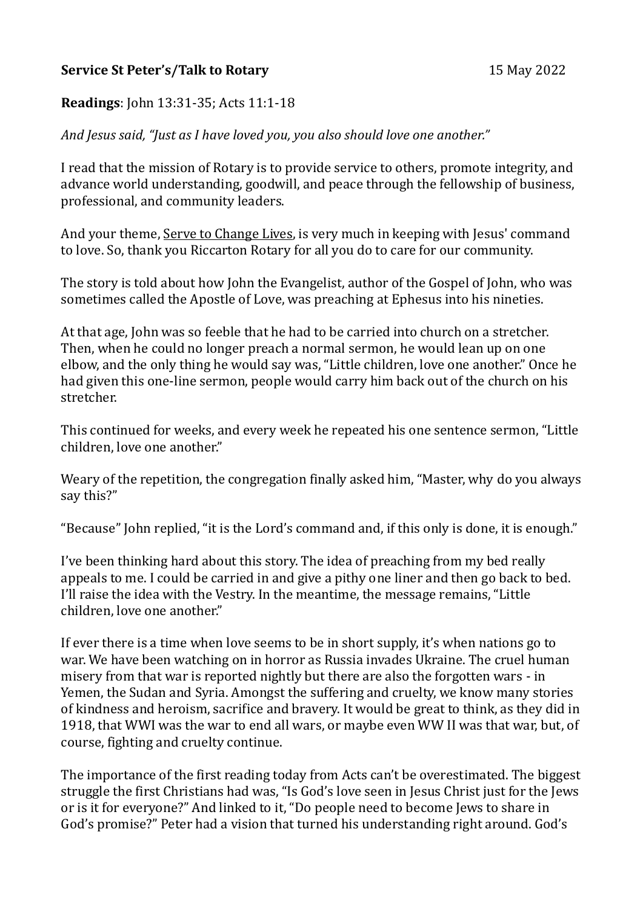**Service St Peter's/Talk to Rotary** 15 May 2022

**Readings**: John 13:31-35; Acts 11:1-18

*And Jesus said, "Just as I have loved you, you also should love one another."*

I read that the mission of Rotary is to provide service to others, promote integrity, and advance world understanding, goodwill, and peace through the fellowship of business, professional, and community leaders.

And your theme, <u>Serve to Change Lives</u>, is very much in keeping with Jesus' command to love. So, thank you Riccarton Rotary for all you do to care for our community.

The story is told about how John the Evangelist, author of the Gospel of John, who was sometimes called the Apostle of Love, was preaching at Ephesus into his nineties.

At that age, John was so feeble that he had to be carried into church on a stretcher. Then, when he could no longer preach a normal sermon, he would lean up on one elbow, and the only thing he would say was, "Little children, love one another." Once he had given this one-line sermon, people would carry him back out of the church on his stretcher.

This continued for weeks, and every week he repeated his one sentence sermon, "Little children, love one another."

Weary of the repetition, the congregation finally asked him, "Master, why do you always say this?"

"Because" John replied, "it is the Lord's command and, if this only is done, it is enough."

I've been thinking hard about this story. The idea of preaching from my bed really appeals to me. I could be carried in and give a pithy one liner and then go back to bed. I'll raise the idea with the Vestry. In the meantime, the message remains, "Little children, love one another."

If ever there is a time when love seems to be in short supply, it's when nations go to war. We have been watching on in horror as Russia invades Ukraine. The cruel human misery from that war is reported nightly but there are also the forgotten wars - in Yemen, the Sudan and Syria. Amongst the suffering and cruelty, we know many stories of kindness and heroism, sacrifice and bravery. It would be great to think, as they did in 1918, that WWI was the war to end all wars, or maybe even WW II was that war, but, of course, fighting and cruelty continue.

The importance of the first reading today from Acts can't be overestimated. The biggest struggle the first Christians had was, "Is God's love seen in Jesus Christ just for the Jews or is it for everyone?" And linked to it, "Do people need to become Jews to share in God's promise?" Peter had a vision that turned his understanding right around. God's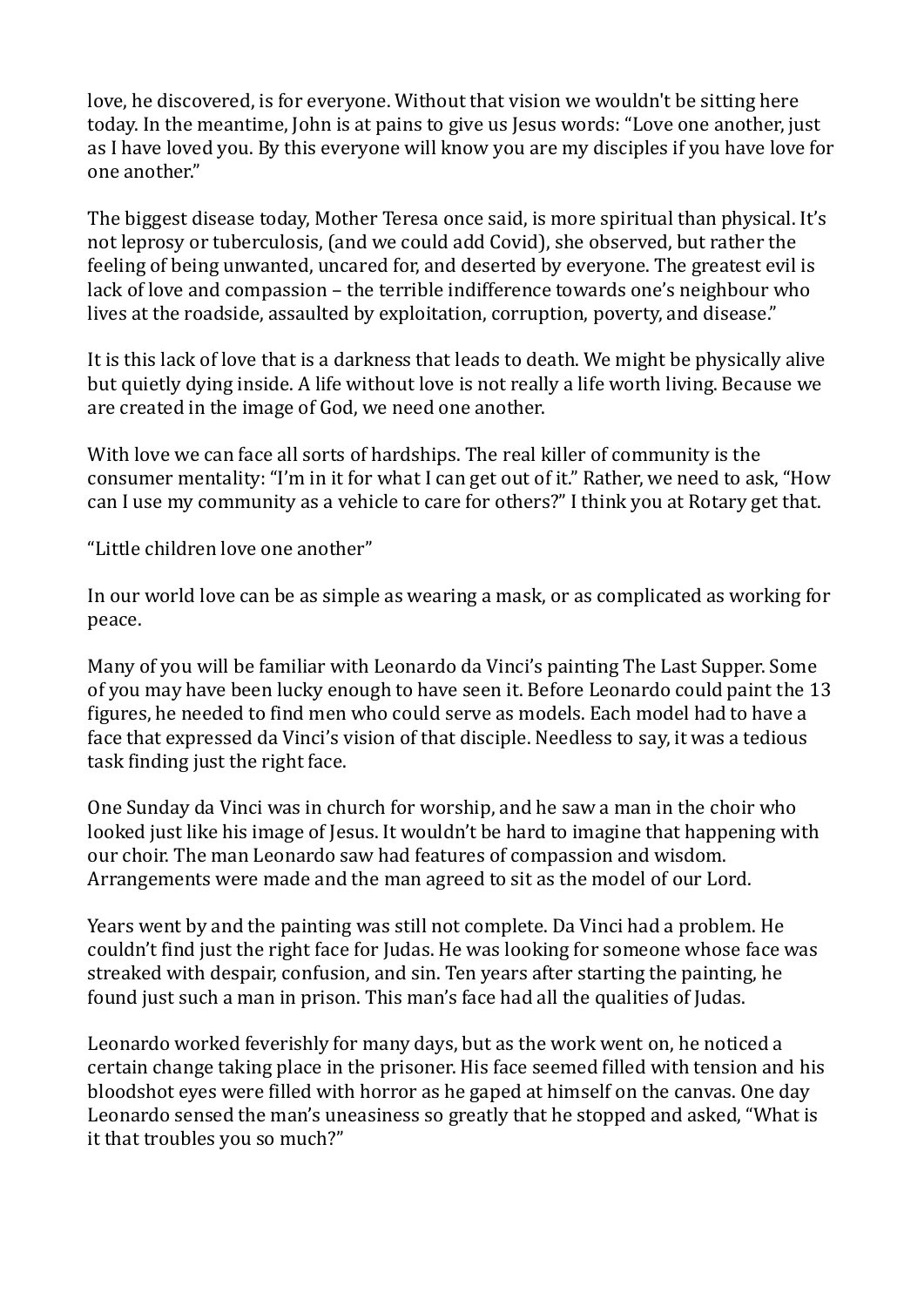love, he discovered, is for everyone. Without that vision we wouldn't be sitting here today. In the meantime, John is at pains to give us Jesus words: "Love one another, just as I have loved you. By this everyone will know you are my disciples if you have love for one another."

The biggest disease today, Mother Teresa once said, is more spiritual than physical. It's not leprosy or tuberculosis, (and we could add Covid), she observed, but rather the feeling of being unwanted, uncared for, and deserted by everyone. The greatest evil is lack of love and compassion – the terrible indifference towards one's neighbour who lives at the roadside, assaulted by exploitation, corruption, poverty, and disease."

It is this lack of love that is a darkness that leads to death. We might be physically alive but quietly dying inside. A life without love is not really a life worth living. Because we are created in the image of God, we need one another.

With love we can face all sorts of hardships. The real killer of community is the consumer mentality: "I'm in it for what I can get out of it." Rather, we need to ask, "How can I use my community as a vehicle to care for others?" I think you at Rotary get that.

"Little children love one another"

In our world love can be as simple as wearing a mask, or as complicated as working for peace.

Many of you will be familiar with Leonardo da Vinci's painting The Last Supper. Some of you may have been lucky enough to have seen it. Before Leonardo could paint the 13 figures, he needed to find men who could serve as models. Each model had to have a face that expressed da Vinci's vision of that disciple. Needless to say, it was a tedious task finding just the right face.

One Sunday da Vinci was in church for worship, and he saw a man in the choir who looked just like his image of Jesus. It wouldn't be hard to imagine that happening with our choir. The man Leonardo saw had features of compassion and wisdom. Arrangements were made and the man agreed to sit as the model of our Lord.

Years went by and the painting was still not complete. Da Vinci had a problem. He couldn't find just the right face for Judas. He was looking for someone whose face was streaked with despair, confusion, and sin. Ten years after starting the painting, he found just such a man in prison. This man's face had all the qualities of Judas.

Leonardo worked feverishly for many days, but as the work went on, he noticed a certain change taking place in the prisoner. His face seemed filled with tension and his bloodshot eyes were filled with horror as he gaped at himself on the canvas. One day Leonardo sensed the man's uneasiness so greatly that he stopped and asked, "What is it that troubles you so much?"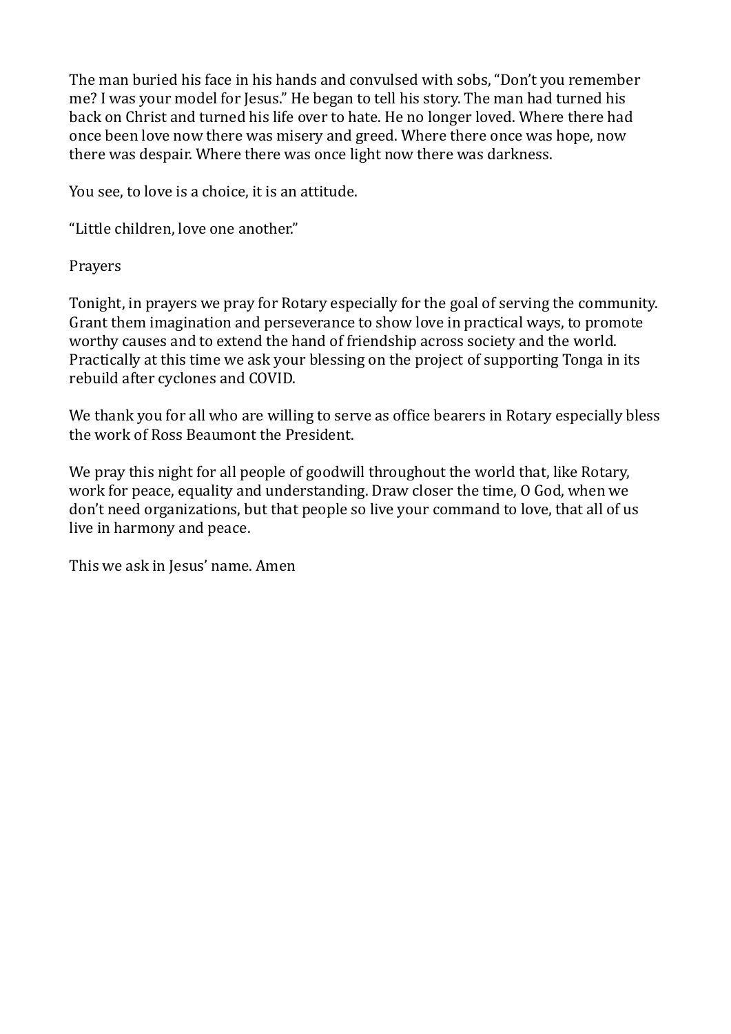The man buried his face in his hands and convulsed with sobs, “Don’t you remember me? I was your model for Jesus.” He began to tell his story. The man had turned his back on Christ and turned his life over to hate. He no longer loved. Where there had once been love now there was misery and greed. Where there once was hope, now there was despair. Where there was once light now there was darkness.

You see, to love is a choice, it is an attitude.

“Little children, love one another.”

Prayers

Tonight, in prayers we pray for Rotary especially for the goal of serving the community. Grant them imagination and perseverance to show love in practical ways, to promote worthy causes and to extend the hand of friendship across society and the world. Practically at this time we ask your blessing on the project of supporting Tonga in its rebuild after cyclones and COVID.

We thank you for all who are willing to serve as office bearers in Rotary especially bless the work of Ross Beaumont the President.

We pray this night for all people of goodwill throughout the world that, like Rotary, work for peace, equality and understanding. Draw closer the time, O God, when we don’t need organizations, but that people so live your command to love, that all of us live in harmony and peace.

This we ask in Jesus’ name. Amen